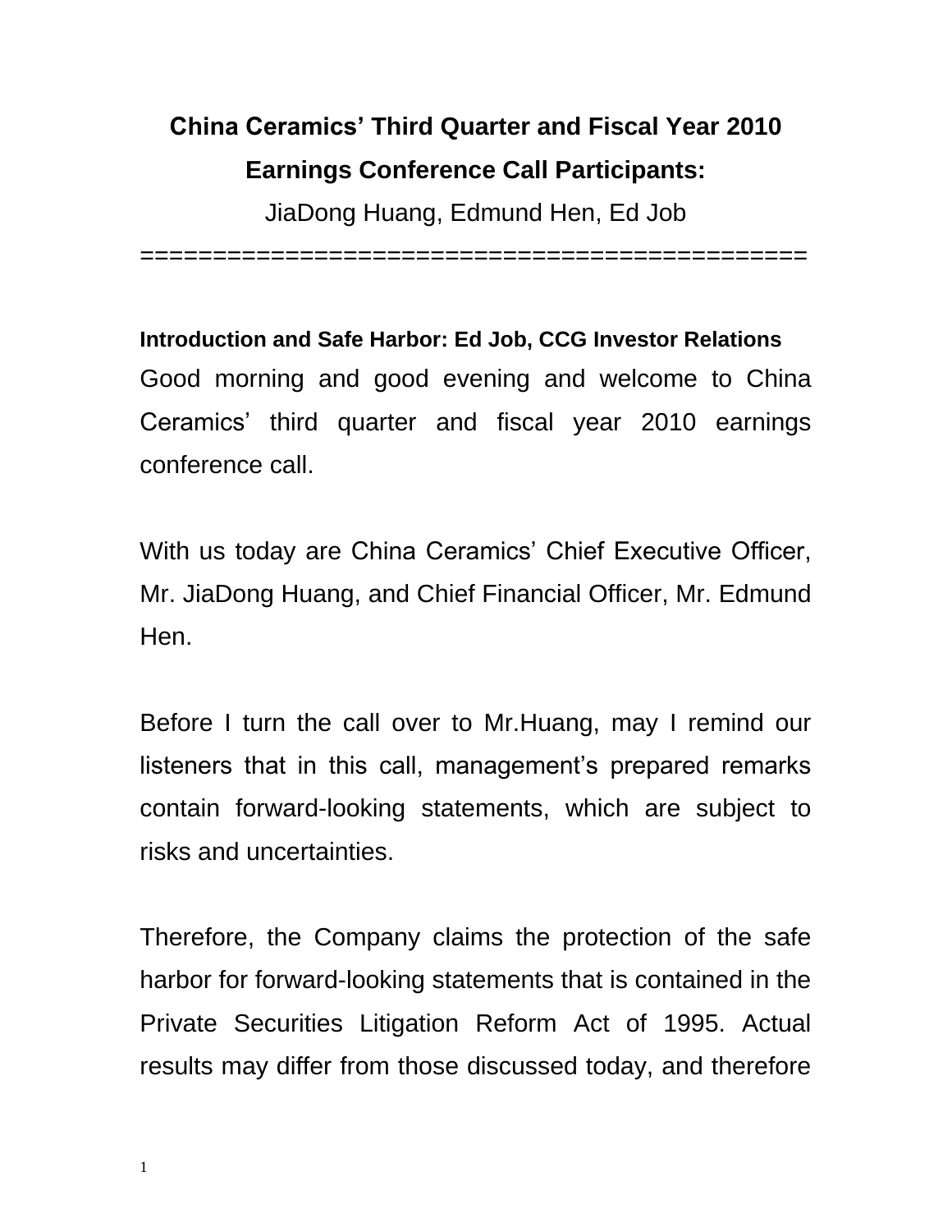# China Ceramics' Third Quarter and Fiscal Year 2010 Earnings Conference Call Participants:

JiaDong Huang, Edmund Hen, Ed Job

============================================

**Introduction and Safe Harbor: Ed Job, CCG Investor Relations**

Good morning and good evening and welcome to China Ceramics' third quarter and fiscal year 2010 earnings conference call.

With us today are China Ceramics' Chief Executive Officer, Mr. JiaDong Huang, and Chief Financial Officer, Mr. Edmund Hen.

Before I turn the call over to Mr.Huang, may I remind our listeners that in this call, management's prepared remarks contain forward-looking statements, which are subject to risks and uncertainties.

Therefore, the Company claims the protection of the safe harbor for forward-looking statements that is contained in the Private Securities Litigation Reform Act of 1995. Actual results may differ from those discussed today, and therefore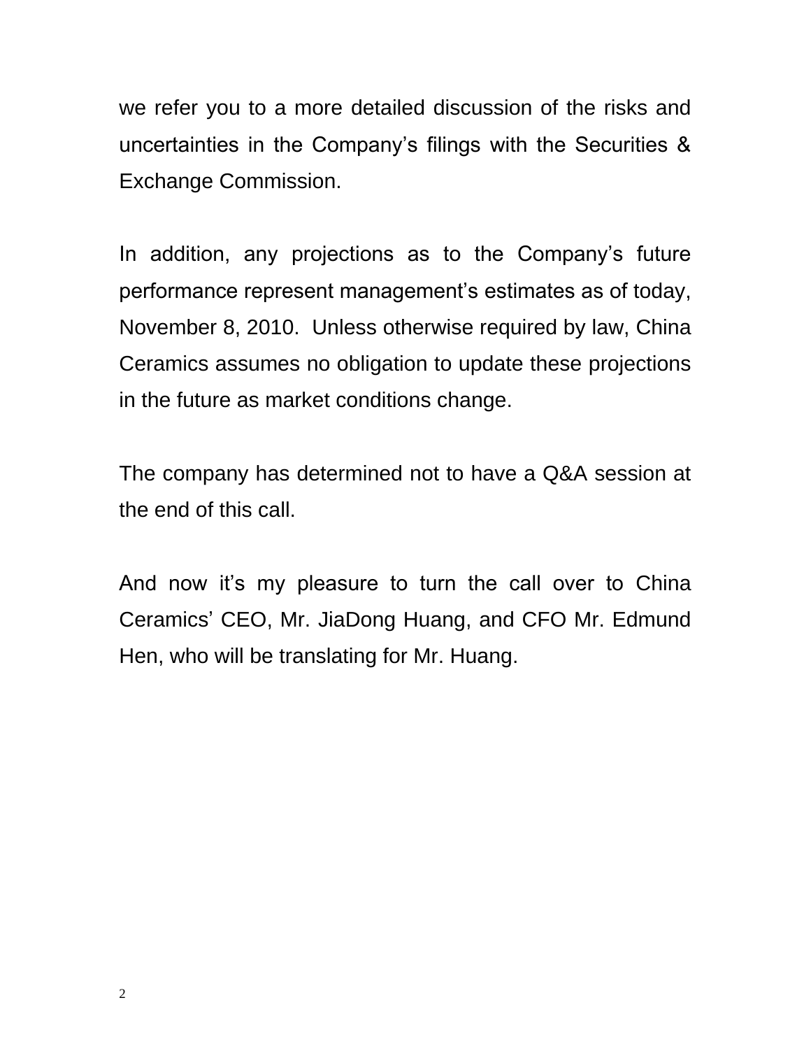we refer you to a more detailed discussion of the risks and uncertainties in the Company's filings with the Securities & Exchange Commission.

In addition, any projections as to the Company's future performance represent management's estimates as of today, November 8, 2010. Unless otherwise required by law, China Ceramics assumes no obligation to update these projections in the future as market conditions change.

The company has determined not to have a Q&A session at the end of this call.

And now it's my pleasure to turn the call over to China Ceramics' CEO, Mr. JiaDong Huang, and CFO Mr. Edmund Hen, who will be translating for Mr. Huang.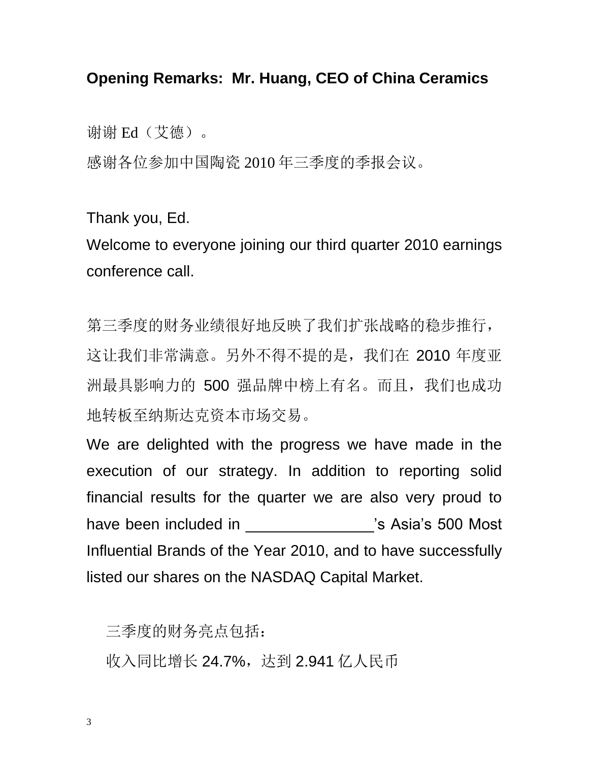**Opening Remarks: Mr. Huang, CEO of China Ceramics**

谢谢 Ed（艾德）。

感谢各位参加中国陶瓷 2010 年三季度的季报会议。

Thank you, Ed.

Welcome to everyone joining our third quarter 2010 earnings conference call.

第三季度的财务业绩很好地反映了我们扩张战略的稳步推行，这让我们非常满意。另外不得不提的是，我们在 2010 年度亚洲最具影响力的 500 强品牌中榜上有名。而且，我们也成功地转板至纳斯达克资本市场交易。

We are delighted with the progress we have made in the execution of our strategy. In addition to reporting solid financial results for the quarter we are also very proud to have been included in _______________'s Asia's 500 Most Influential Brands of the Year 2010, and to have successfully listed our shares on the NASDAQ Capital Market.

三季度的财务亮点包括：

收入同比增长 24.7%，达到 2.941 亿人民币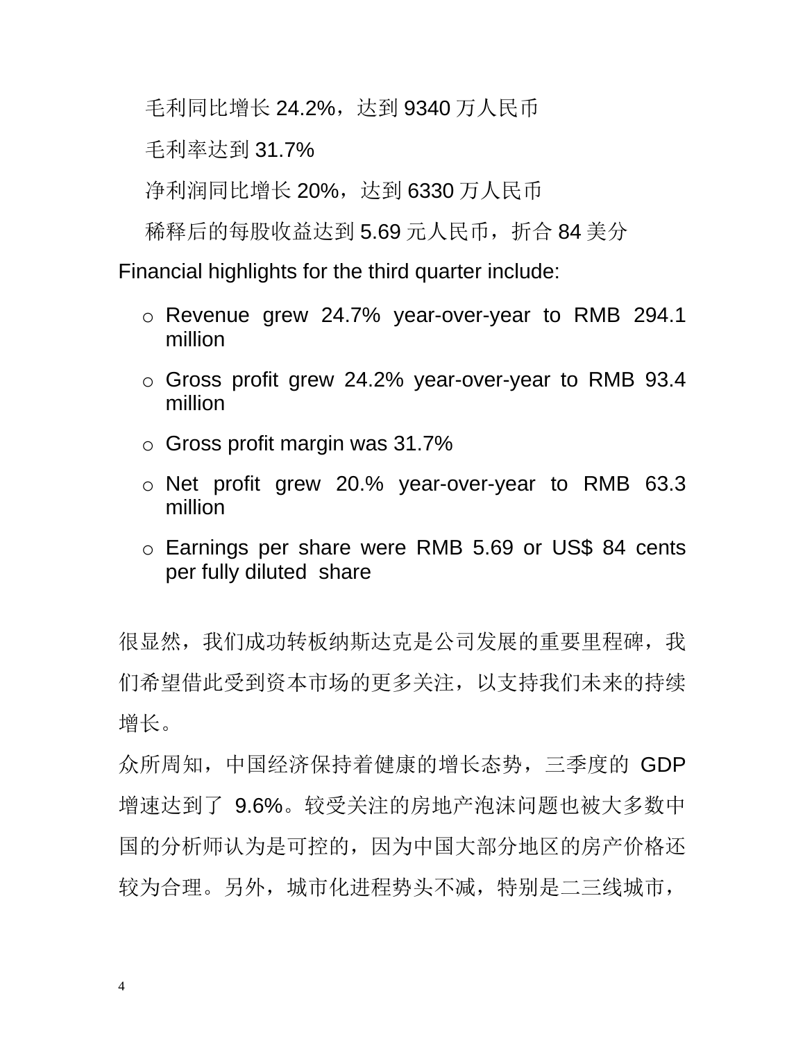毛利同比增长 24.2%，达到 9340 万人民币

毛利率达到 31.7%

净利润同比增长 20%，达到 6330 万人民币

稀释后的每股收益达到 5.69 元人民币，折合 84 美分

Financial highlights for the third quarter include:

- Revenue grew 24.7% year-over-year to RMB 294.1 million
- Gross profit grew 24.2% year-over-year to RMB 93.4 million
- Gross profit margin was 31.7%
- Net profit grew 20.% year-over-year to RMB 63.3 million
- Earnings per share were RMB 5.69 or US$ 84 cents per fully diluted share

很显然，我们成功转板纳斯达克是公司发展的重要里程碑，我们希望借此受到资本市场的更多关注，以支持我们未来的持续增长。

众所周知，中国经济保持着健康的增长态势，三季度的 GDP 增速达到了 9.6%。较受关注的房地产泡沫问题也被大多数中国的分析师认为是可控的，因为中国大部分地区的房产价格还较为合理。另外，城市化进程势头不减，特别是二三线城市，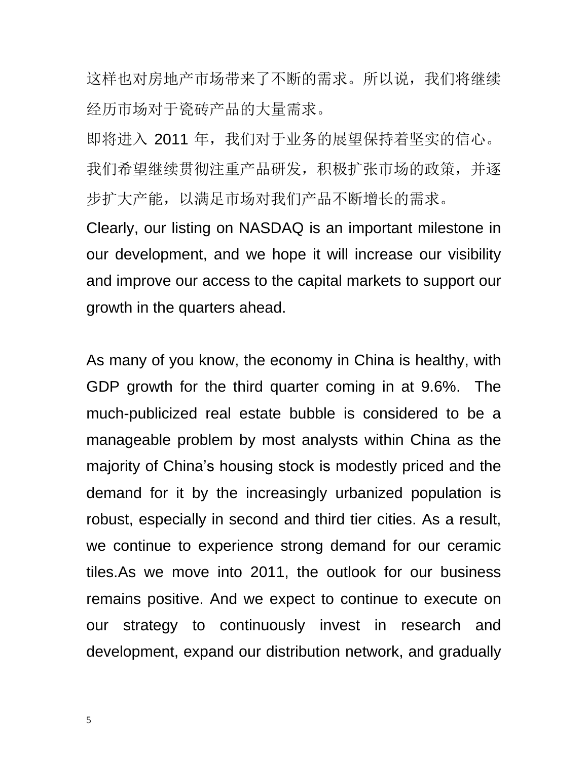这样也对房地产市场带来了不断的需求。所以说，我们将继续经历市场对于瓷砖产品的大量需求。

即将进入 2011 年，我们对于业务的展望保持着坚实的信心。我们希望继续贯彻注重产品研发，积极扩张市场的政策，并逐步扩大产能，以满足市场对我们产品不断增长的需求。

Clearly, our listing on NASDAQ is an important milestone in our development, and we hope it will increase our visibility and improve our access to the capital markets to support our growth in the quarters ahead.

As many of you know, the economy in China is healthy, with GDP growth for the third quarter coming in at 9.6%. The much-publicized real estate bubble is considered to be a manageable problem by most analysts within China as the majority of China's housing stock is modestly priced and the demand for it by the increasingly urbanized population is robust, especially in second and third tier cities. As a result, we continue to experience strong demand for our ceramic tiles.As we move into 2011, the outlook for our business remains positive. And we expect to continue to execute on our strategy to continuously invest in research and development, expand our distribution network, and gradually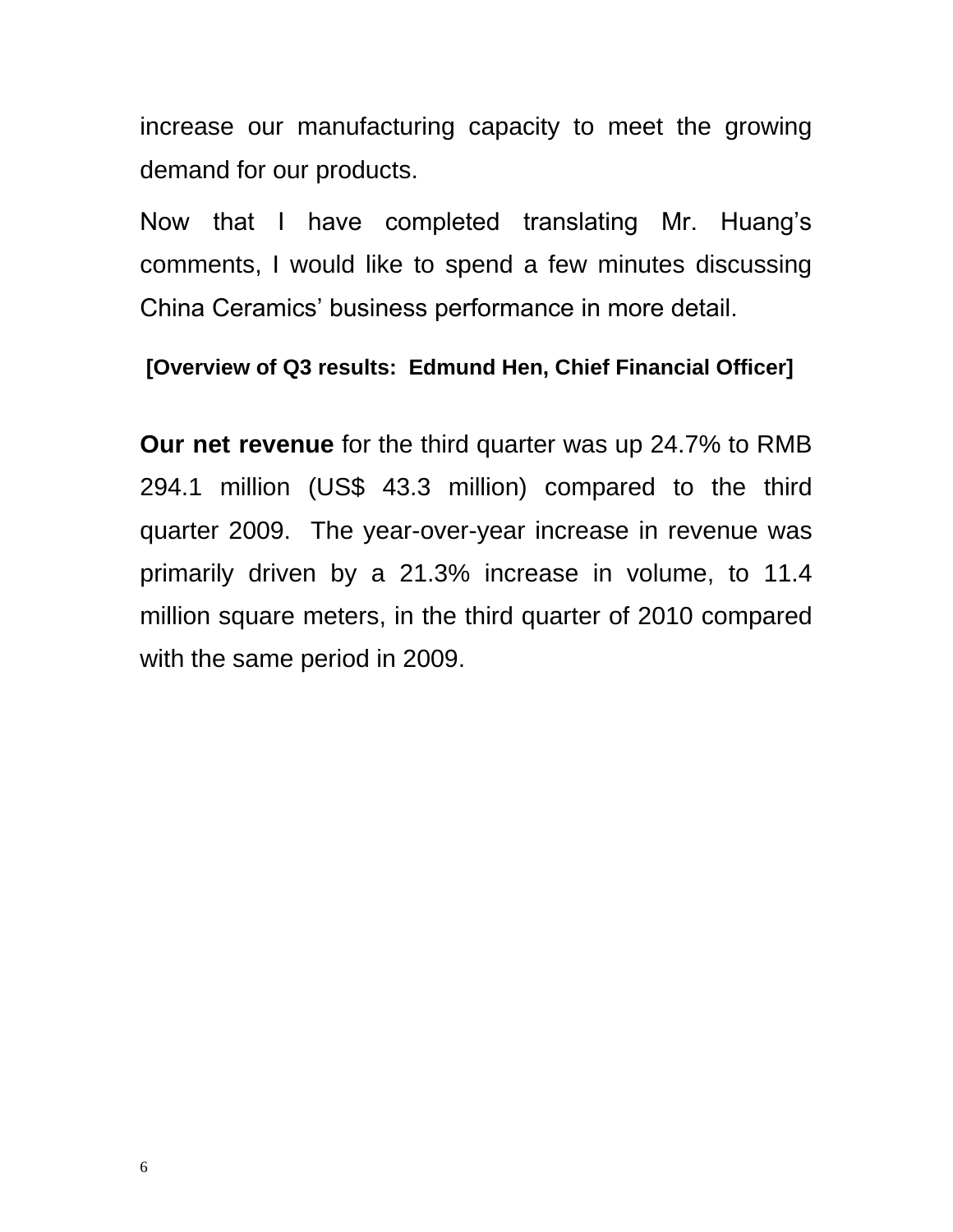increase our manufacturing capacity to meet the growing demand for our products.

Now that I have completed translating Mr. Huang's comments, I would like to spend a few minutes discussing China Ceramics' business performance in more detail.

**[Overview of Q3 results: Edmund Hen, Chief Financial Officer]**

**Our net revenue** for the third quarter was up 24.7% to RMB 294.1 million (US$ 43.3 million) compared to the third quarter 2009. The year-over-year increase in revenue was primarily driven by a 21.3% increase in volume, to 11.4 million square meters, in the third quarter of 2010 compared with the same period in 2009.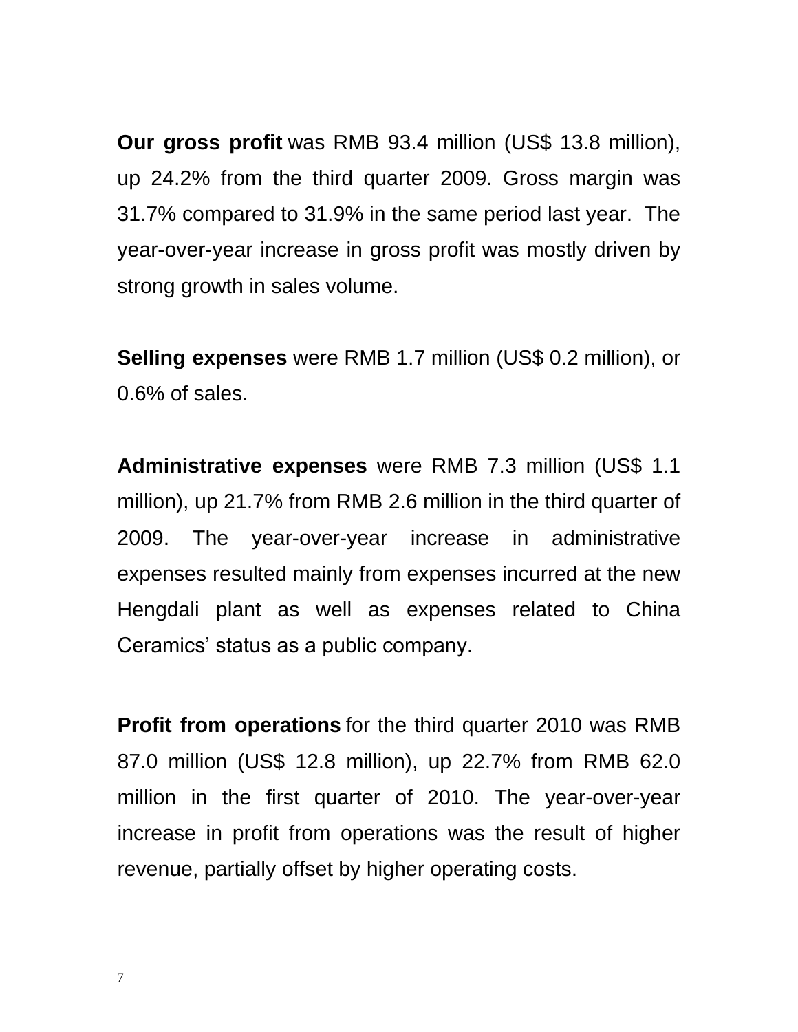**Our gross profit** was RMB 93.4 million (US$ 13.8 million), up 24.2% from the third quarter 2009. Gross margin was 31.7% compared to 31.9% in the same period last year. The year-over-year increase in gross profit was mostly driven by strong growth in sales volume.

**Selling expenses** were RMB 1.7 million (US$ 0.2 million), or 0.6% of sales.

**Administrative expenses** were RMB 7.3 million (US$ 1.1 million), up 21.7% from RMB 2.6 million in the third quarter of 2009. The year-over-year increase in administrative expenses resulted mainly from expenses incurred at the new Hengdali plant as well as expenses related to China Ceramics' status as a public company.

**Profit from operations** for the third quarter 2010 was RMB 87.0 million (US$ 12.8 million), up 22.7% from RMB 62.0 million in the first quarter of 2010. The year-over-year increase in profit from operations was the result of higher revenue, partially offset by higher operating costs.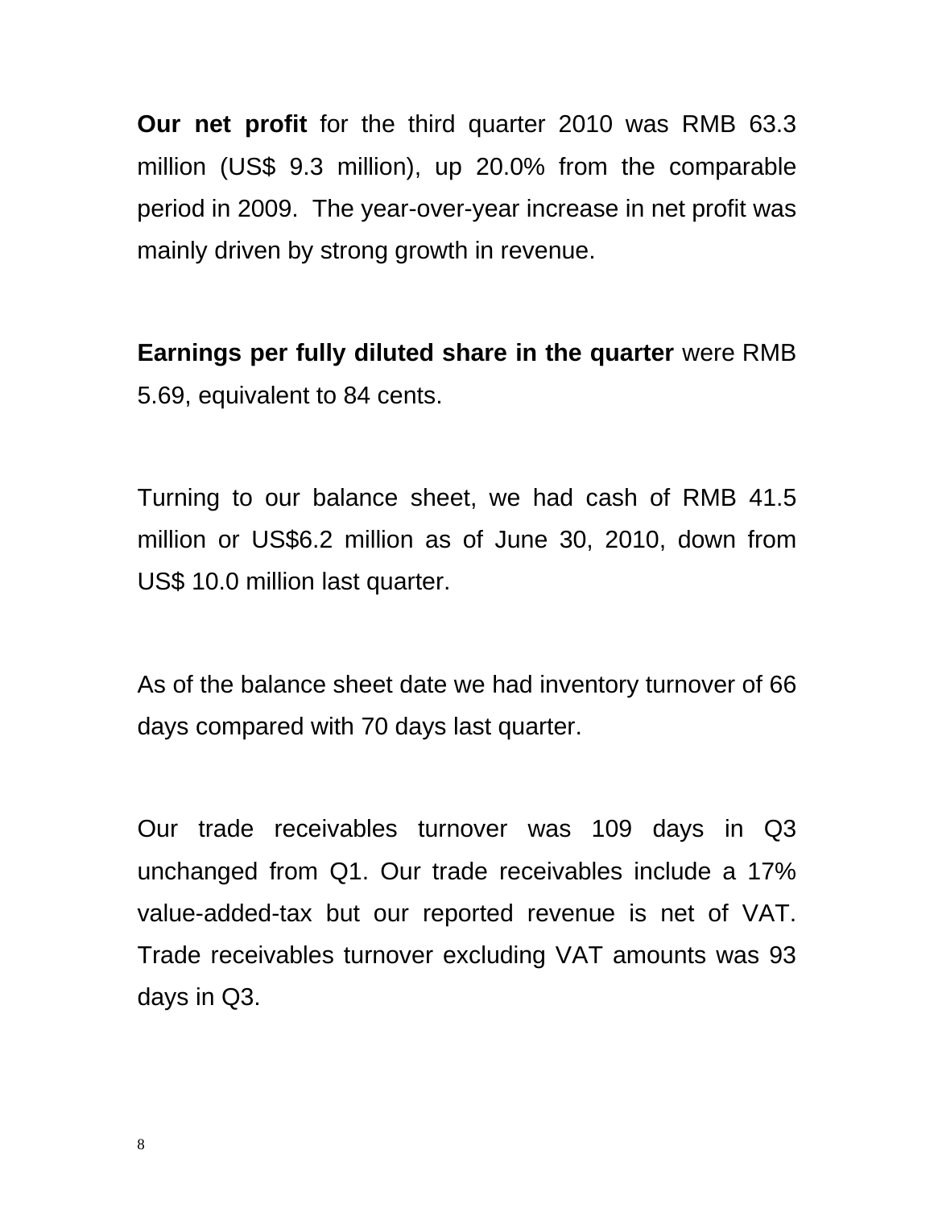**Our net profit** for the third quarter 2010 was RMB 63.3 million (US$ 9.3 million), up 20.0% from the comparable period in 2009. The year-over-year increase in net profit was mainly driven by strong growth in revenue.

**Earnings per fully diluted share in the quarter** were RMB 5.69, equivalent to 84 cents.

Turning to our balance sheet, we had cash of RMB 41.5 million or US$6.2 million as of June 30, 2010, down from US$ 10.0 million last quarter.

As of the balance sheet date we had inventory turnover of 66 days compared with 70 days last quarter.

Our trade receivables turnover was 109 days in Q3 unchanged from Q1. Our trade receivables include a 17% value-added-tax but our reported revenue is net of VAT. Trade receivables turnover excluding VAT amounts was 93 days in Q3.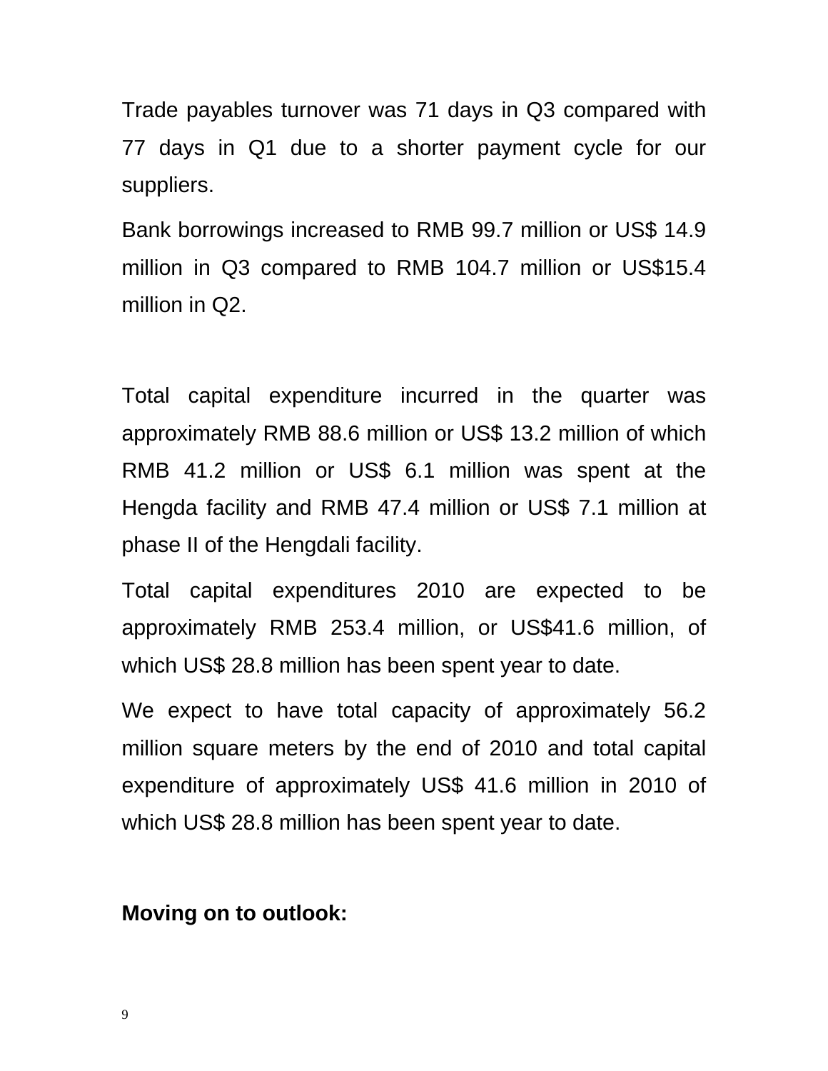Trade payables turnover was 71 days in Q3 compared with 77 days in Q1 due to a shorter payment cycle for our suppliers.

Bank borrowings increased to RMB 99.7 million or US$ 14.9 million in Q3 compared to RMB 104.7 million or US$15.4 million in Q2.

Total capital expenditure incurred in the quarter was approximately RMB 88.6 million or US$ 13.2 million of which RMB 41.2 million or US$ 6.1 million was spent at the Hengda facility and RMB 47.4 million or US$ 7.1 million at phase II of the Hengdali facility.

Total capital expenditures 2010 are expected to be approximately RMB 253.4 million, or US$41.6 million, of which US$ 28.8 million has been spent year to date.

We expect to have total capacity of approximately 56.2 million square meters by the end of 2010 and total capital expenditure of approximately US$ 41.6 million in 2010 of which US$ 28.8 million has been spent year to date.

**Moving on to outlook:**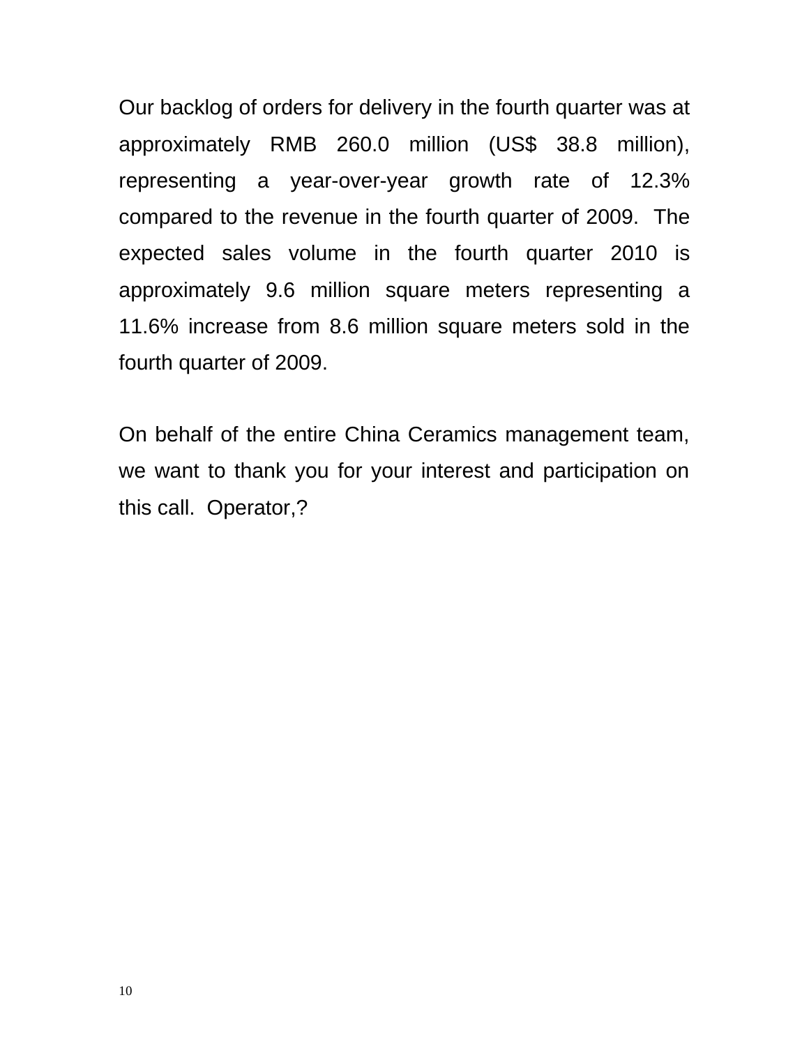Our backlog of orders for delivery in the fourth quarter was at approximately RMB 260.0 million (US$ 38.8 million), representing a year-over-year growth rate of 12.3% compared to the revenue in the fourth quarter of 2009. The expected sales volume in the fourth quarter 2010 is approximately 9.6 million square meters representing a 11.6% increase from 8.6 million square meters sold in the fourth quarter of 2009.

On behalf of the entire China Ceramics management team, we want to thank you for your interest and participation on this call. Operator,?